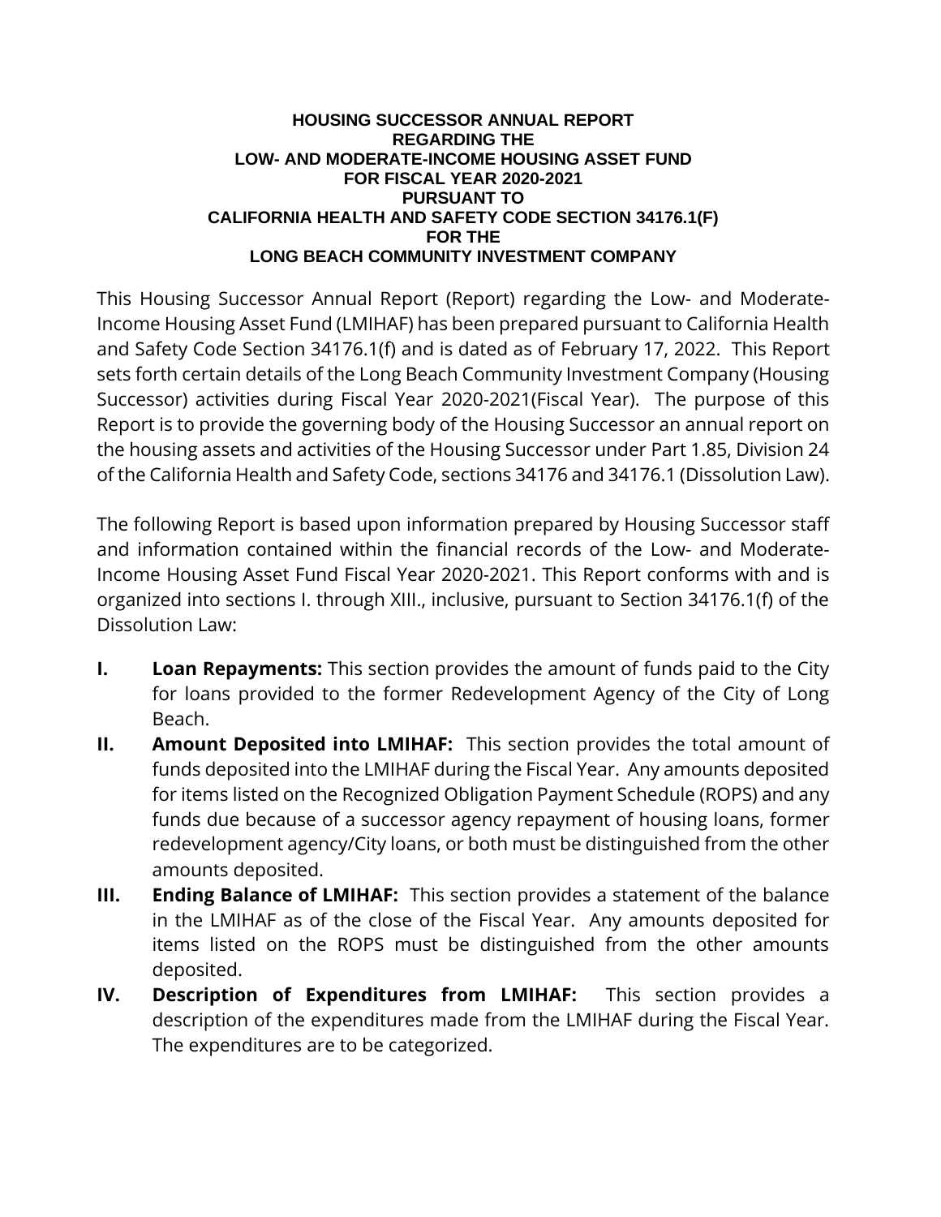# HOUSING SUCCESSOR ANNUAL REPORT REGARDING THE LOW- AND MODERATE-INCOME HOUSING ASSET FUND FOR FISCAL YEAR 2020-2021 PURSUANT TO CALIFORNIA HEALTH AND SAFETY CODE SECTION 34176.1(F) FOR THE LONG BEACH COMMUNITY INVESTMENT COMPANY

This Housing Successor Annual Report (Report) regarding the Low- and Moderate-Income Housing Asset Fund (LMIHAF) has been prepared pursuant to California Health and Safety Code Section 34176.1(f) and is dated as of February 17, 2022. This Report sets forth certain details of the Long Beach Community Investment Company (Housing Successor) activities during Fiscal Year 2020-2021(Fiscal Year). The purpose of this Report is to provide the governing body of the Housing Successor an annual report on the housing assets and activities of the Housing Successor under Part 1.85, Division 24 of the California Health and Safety Code, sections 34176 and 34176.1 (Dissolution Law).

The following Report is based upon information prepared by Housing Successor staff and information contained within the financial records of the Low- and Moderate-Income Housing Asset Fund Fiscal Year 2020-2021. This Report conforms with and is organized into sections I. through XIII., inclusive, pursuant to Section 34176.1(f) of the Dissolution Law:

- **I. Loan Repayments:** This section provides the amount of funds paid to the City for loans provided to the former Redevelopment Agency of the City of Long Beach.
- **II. Amount Deposited into LMIHAF:** This section provides the total amount of funds deposited into the LMIHAF during the Fiscal Year. Any amounts deposited for items listed on the Recognized Obligation Payment Schedule (ROPS) and any funds due because of a successor agency repayment of housing loans, former redevelopment agency/City loans, or both must be distinguished from the other amounts deposited.
- **III. Ending Balance of LMIHAF:** This section provides a statement of the balance in the LMIHAF as of the close of the Fiscal Year. Any amounts deposited for items listed on the ROPS must be distinguished from the other amounts deposited.
- **IV. Description of Expenditures from LMIHAF:** This section provides a description of the expenditures made from the LMIHAF during the Fiscal Year. The expenditures are to be categorized.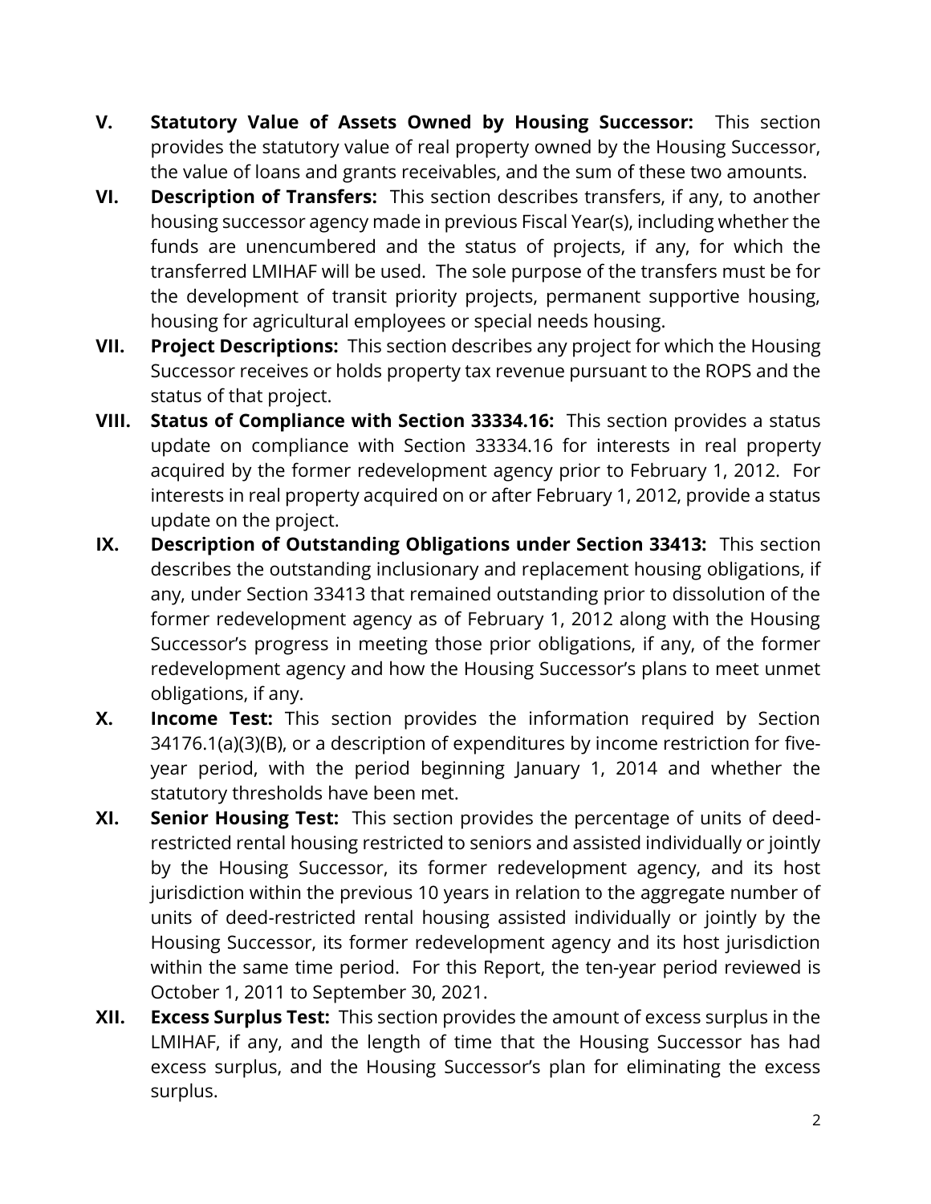V. **Statutory Value of Assets Owned by Housing Successor:** This section provides the statutory value of real property owned by the Housing Successor, the value of loans and grants receivables, and the sum of these two amounts.

VI. **Description of Transfers:** This section describes transfers, if any, to another housing successor agency made in previous Fiscal Year(s), including whether the funds are unencumbered and the status of projects, if any, for which the transferred LMIHAF will be used. The sole purpose of the transfers must be for the development of transit priority projects, permanent supportive housing, housing for agricultural employees or special needs housing.

VII. **Project Descriptions:** This section describes any project for which the Housing Successor receives or holds property tax revenue pursuant to the ROPS and the status of that project.

VIII. **Status of Compliance with Section 33334.16:** This section provides a status update on compliance with Section 33334.16 for interests in real property acquired by the former redevelopment agency prior to February 1, 2012. For interests in real property acquired on or after February 1, 2012, provide a status update on the project.

IX. **Description of Outstanding Obligations under Section 33413:** This section describes the outstanding inclusionary and replacement housing obligations, if any, under Section 33413 that remained outstanding prior to dissolution of the former redevelopment agency as of February 1, 2012 along with the Housing Successor's progress in meeting those prior obligations, if any, of the former redevelopment agency and how the Housing Successor's plans to meet unmet obligations, if any.

X. **Income Test:** This section provides the information required by Section 34176.1(a)(3)(B), or a description of expenditures by income restriction for five-year period, with the period beginning January 1, 2014 and whether the statutory thresholds have been met.

XI. **Senior Housing Test:** This section provides the percentage of units of deed-restricted rental housing restricted to seniors and assisted individually or jointly by the Housing Successor, its former redevelopment agency, and its host jurisdiction within the previous 10 years in relation to the aggregate number of units of deed-restricted rental housing assisted individually or jointly by the Housing Successor, its former redevelopment agency and its host jurisdiction within the same time period. For this Report, the ten-year period reviewed is October 1, 2011 to September 30, 2021.

XII. **Excess Surplus Test:** This section provides the amount of excess surplus in the LMIHAF, if any, and the length of time that the Housing Successor has had excess surplus, and the Housing Successor's plan for eliminating the excess surplus.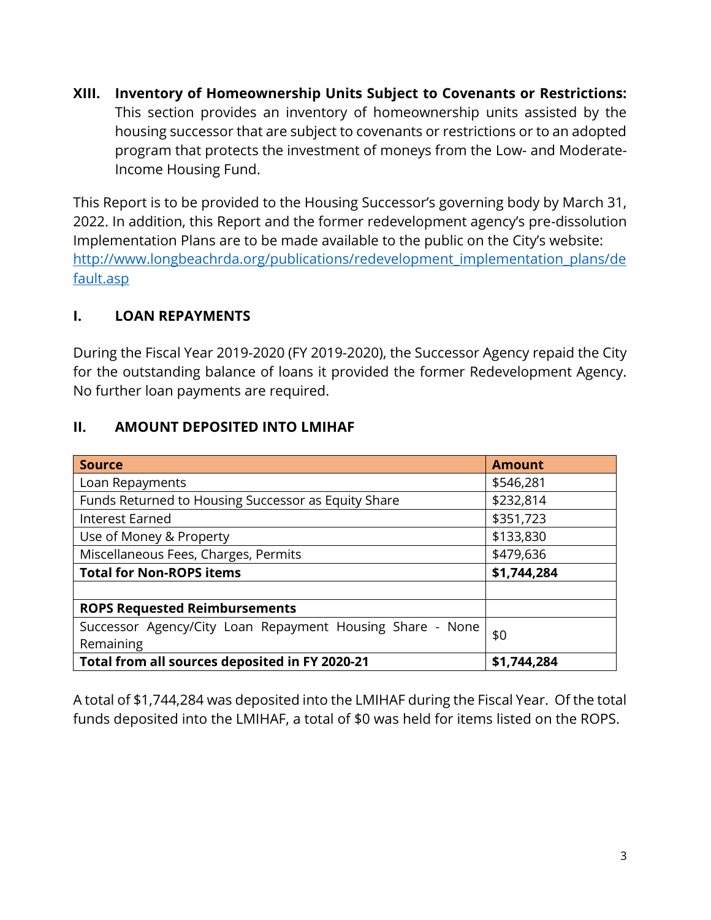**XIII. Inventory of Homeownership Units Subject to Covenants or Restrictions:** This section provides an inventory of homeownership units assisted by the housing successor that are subject to covenants or restrictions or to an adopted program that protects the investment of moneys from the Low- and Moderate-Income Housing Fund.

This Report is to be provided to the Housing Successor's governing body by March 31, 2022. In addition, this Report and the former redevelopment agency's pre-dissolution Implementation Plans are to be made available to the public on the City's website: [http://www.longbeachrda.org/publications/redevelopment_implementation_plans/default.asp](http://www.longbeachrda.org/publications/redevelopment_implementation_plans/default.asp)

## I. LOAN REPAYMENTS

During the Fiscal Year 2019-2020 (FY 2019-2020), the Successor Agency repaid the City for the outstanding balance of loans it provided the former Redevelopment Agency. No further loan payments are required.

## II. AMOUNT DEPOSITED INTO LMIHAF

| Source | Amount |
| --- | --- |
| Loan Repayments | $546,281 |
| Funds Returned to Housing Successor as Equity Share | $232,814 |
| Interest Earned | $351,723 |
| Use of Money & Property | $133,830 |
| Miscellaneous Fees, Charges, Permits | $479,636 |
| **Total for Non-ROPS items** | **$1,744,284** |
| | |
| **ROPS Requested Reimbursements** | |
| Successor Agency/City Loan Repayment Housing Share - None Remaining | $0 |
| **Total from all sources deposited in FY 2020-21** | **$1,744,284** |

A total of $1,744,284 was deposited into the LMIHAF during the Fiscal Year. Of the total funds deposited into the LMIHAF, a total of $0 was held for items listed on the ROPS.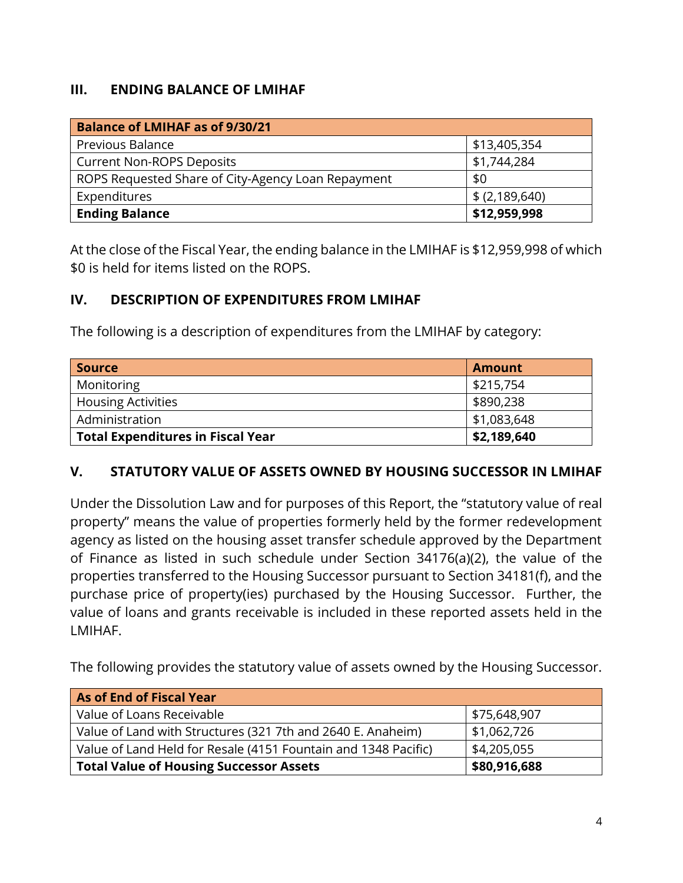## III. ENDING BALANCE OF LMIHAF

| **Balance of LMIHAF as of 9/30/21** | |
|---|---|
| Previous Balance | $13,405,354 |
| Current Non-ROPS Deposits | $1,744,284 |
| ROPS Requested Share of City-Agency Loan Repayment | $0 |
| Expenditures | $ (2,189,640) |
| **Ending Balance** | **$12,959,998** |

At the close of the Fiscal Year, the ending balance in the LMIHAF is $12,959,998 of which $0 is held for items listed on the ROPS.

## IV. DESCRIPTION OF EXPENDITURES FROM LMIHAF

The following is a description of expenditures from the LMIHAF by category:

| **Source** | **Amount** |
|---|---|
| Monitoring | $215,754 |
| Housing Activities | $890,238 |
| Administration | $1,083,648 |
| **Total Expenditures in Fiscal Year** | **$2,189,640** |

## V. STATUTORY VALUE OF ASSETS OWNED BY HOUSING SUCCESSOR IN LMIHAF

Under the Dissolution Law and for purposes of this Report, the "statutory value of real property" means the value of properties formerly held by the former redevelopment agency as listed on the housing asset transfer schedule approved by the Department of Finance as listed in such schedule under Section 34176(a)(2), the value of the properties transferred to the Housing Successor pursuant to Section 34181(f), and the purchase price of property(ies) purchased by the Housing Successor. Further, the value of loans and grants receivable is included in these reported assets held in the LMIHAF.

The following provides the statutory value of assets owned by the Housing Successor.

| **As of End of Fiscal Year** | |
|---|---|
| Value of Loans Receivable | $75,648,907 |
| Value of Land with Structures (321 7th and 2640 E. Anaheim) | $1,062,726 |
| Value of Land Held for Resale (4151 Fountain and 1348 Pacific) | $4,205,055 |
| **Total Value of Housing Successor Assets** | **$80,916,688** |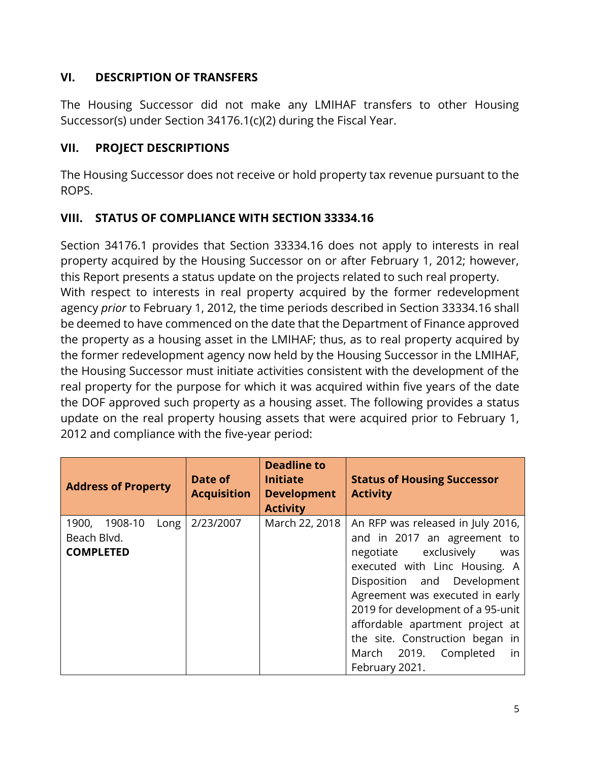## VI. DESCRIPTION OF TRANSFERS

The Housing Successor did not make any LMIHAF transfers to other Housing Successor(s) under Section 34176.1(c)(2) during the Fiscal Year.

## VII. PROJECT DESCRIPTIONS

The Housing Successor does not receive or hold property tax revenue pursuant to the ROPS.

## VIII. STATUS OF COMPLIANCE WITH SECTION 33334.16

Section 34176.1 provides that Section 33334.16 does not apply to interests in real property acquired by the Housing Successor on or after February 1, 2012; however, this Report presents a status update on the projects related to such real property.

With respect to interests in real property acquired by the former redevelopment agency *prior* to February 1, 2012, the time periods described in Section 33334.16 shall be deemed to have commenced on the date that the Department of Finance approved the property as a housing asset in the LMIHAF; thus, as to real property acquired by the former redevelopment agency now held by the Housing Successor in the LMIHAF, the Housing Successor must initiate activities consistent with the development of the real property for the purpose for which it was acquired within five years of the date the DOF approved such property as a housing asset. The following provides a status update on the real property housing assets that were acquired prior to February 1, 2012 and compliance with the five-year period:

| Address of Property | Date of Acquisition | Deadline to Initiate Development Activity | Status of Housing Successor Activity |
|---|---|---|---|
| 1900, 1908-10 Long Beach Blvd. **COMPLETED** | 2/23/2007 | March 22, 2018 | An RFP was released in July 2016, and in 2017 an agreement to negotiate exclusively was executed with Linc Housing. A Disposition and Development Agreement was executed in early 2019 for development of a 95-unit affordable apartment project at the site. Construction began in March 2019. Completed in February 2021. |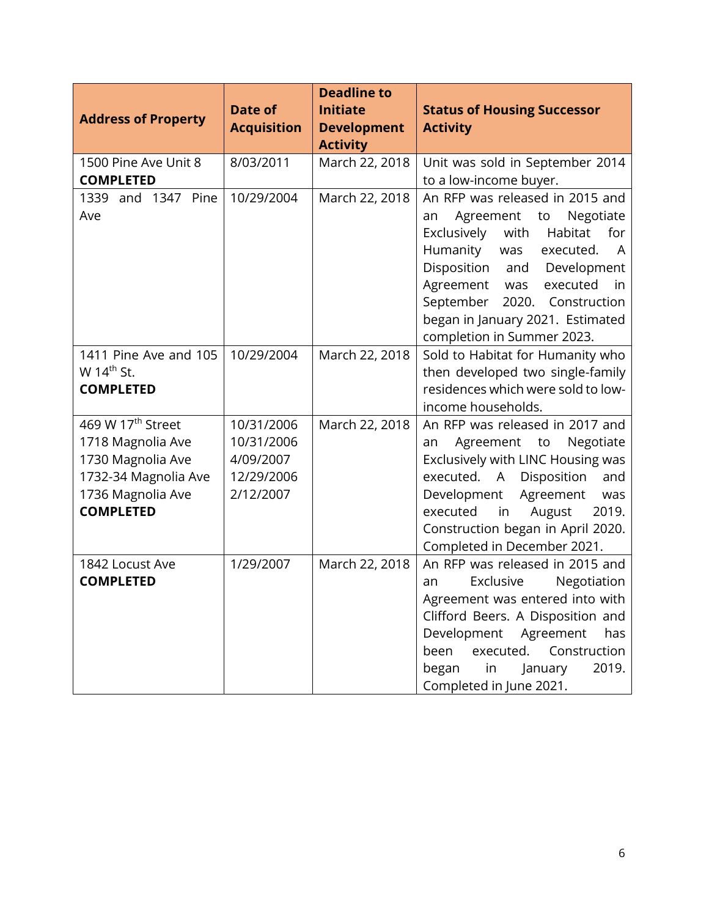| Address of Property | Date of Acquisition | Deadline to Initiate Development Activity | Status of Housing Successor Activity |
| --- | --- | --- | --- |
| 1500 Pine Ave Unit 8<br>**COMPLETED** | 8/03/2011 | March 22, 2018 | Unit was sold in September 2014 to a low-income buyer. |
| 1339 and 1347 Pine Ave | 10/29/2004 | March 22, 2018 | An RFP was released in 2015 and an Agreement to Negotiate Exclusively with Habitat for Humanity was executed. A Disposition and Development Agreement was executed in September 2020. Construction began in January 2021. Estimated completion in Summer 2023. |
| 1411 Pine Ave and 105 W 14th St.<br>**COMPLETED** | 10/29/2004 | March 22, 2018 | Sold to Habitat for Humanity who then developed two single-family residences which were sold to low-income households. |
| 469 W 17th Street<br>1718 Magnolia Ave<br>1730 Magnolia Ave<br>1732-34 Magnolia Ave<br>1736 Magnolia Ave<br>**COMPLETED** | 10/31/2006<br>10/31/2006<br>4/09/2007<br>12/29/2006<br>2/12/2007 | March 22, 2018 | An RFP was released in 2017 and an Agreement to Negotiate Exclusively with LINC Housing was executed. A Disposition and Development Agreement was executed in August 2019. Construction began in April 2020. Completed in December 2021. |
| 1842 Locust Ave<br>**COMPLETED** | 1/29/2007 | March 22, 2018 | An RFP was released in 2015 and an Exclusive Negotiation Agreement was entered into with Clifford Beers. A Disposition and Development Agreement has been executed. Construction began in January 2019. Completed in June 2021. |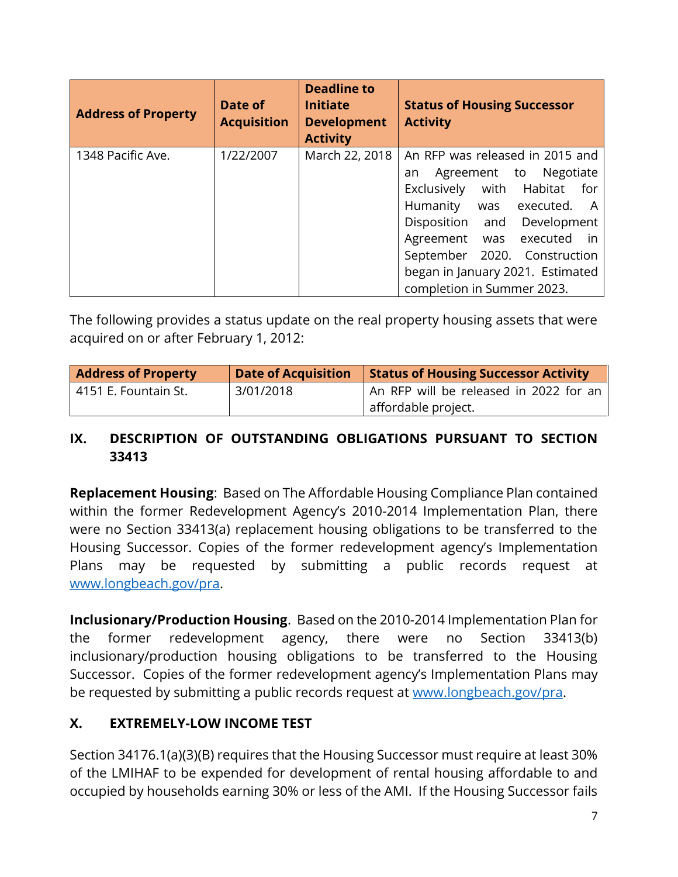| Address of Property | Date of Acquisition | Deadline to Initiate Development Activity | Status of Housing Successor Activity |
|---|---|---|---|
| 1348 Pacific Ave. | 1/22/2007 | March 22, 2018 | An RFP was released in 2015 and an Agreement to Negotiate Exclusively with Habitat for Humanity was executed. A Disposition and Development Agreement was executed in September 2020. Construction began in January 2021. Estimated completion in Summer 2023. |

The following provides a status update on the real property housing assets that were acquired on or after February 1, 2012:

| Address of Property | Date of Acquisition | Status of Housing Successor Activity |
|---|---|---|
| 4151 E. Fountain St. | 3/01/2018 | An RFP will be released in 2022 for an affordable project. |

## IX. DESCRIPTION OF OUTSTANDING OBLIGATIONS PURSUANT TO SECTION 33413

**Replacement Housing**: Based on The Affordable Housing Compliance Plan contained within the former Redevelopment Agency's 2010-2014 Implementation Plan, there were no Section 33413(a) replacement housing obligations to be transferred to the Housing Successor. Copies of the former redevelopment agency's Implementation Plans may be requested by submitting a public records request at www.longbeach.gov/pra.

**Inclusionary/Production Housing**. Based on the 2010-2014 Implementation Plan for the former redevelopment agency, there were no Section 33413(b) inclusionary/production housing obligations to be transferred to the Housing Successor. Copies of the former redevelopment agency's Implementation Plans may be requested by submitting a public records request at www.longbeach.gov/pra.

## X. EXTREMELY-LOW INCOME TEST

Section 34176.1(a)(3)(B) requires that the Housing Successor must require at least 30% of the LMIHAF to be expended for development of rental housing affordable to and occupied by households earning 30% or less of the AMI. If the Housing Successor fails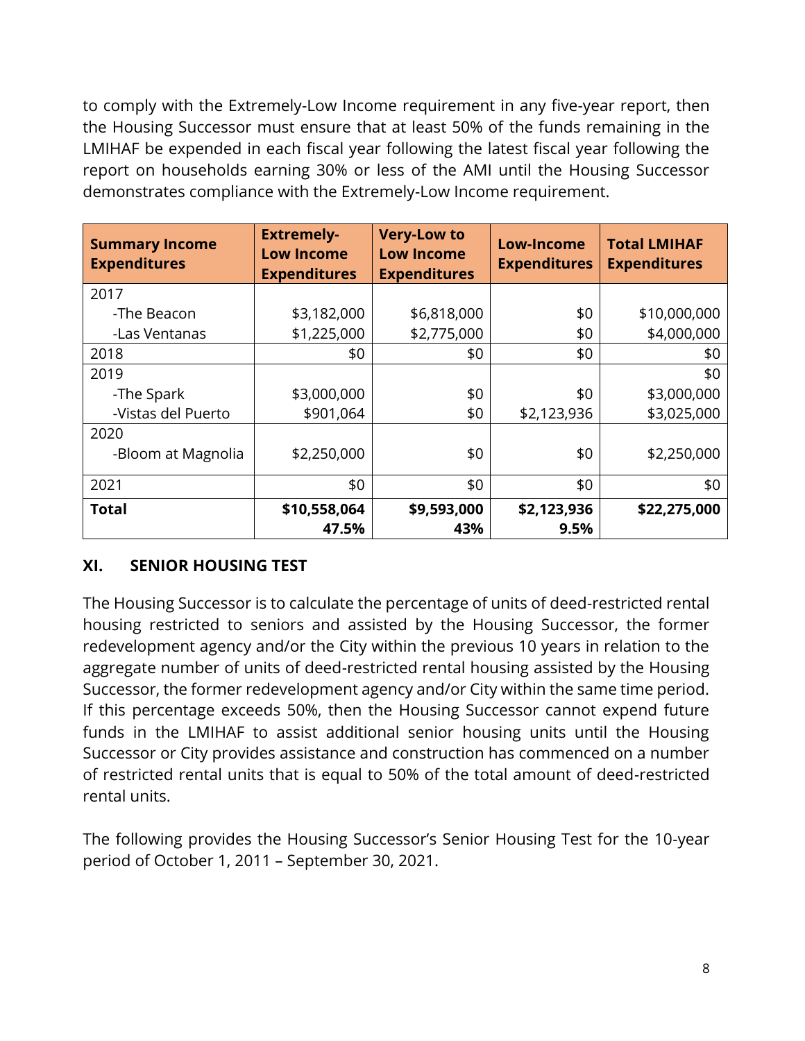to comply with the Extremely-Low Income requirement in any five-year report, then the Housing Successor must ensure that at least 50% of the funds remaining in the LMIHAF be expended in each fiscal year following the latest fiscal year following the report on households earning 30% or less of the AMI until the Housing Successor demonstrates compliance with the Extremely-Low Income requirement.

| Summary Income Expenditures | Extremely-Low Income Expenditures | Very-Low to Low Income Expenditures | Low-Income Expenditures | Total LMIHAF Expenditures |
|---|---|---|---|---|
| 2017 | | | | |
| -The Beacon | $3,182,000 | $6,818,000 | $0 | $10,000,000 |
| -Las Ventanas | $1,225,000 | $2,775,000 | $0 | $4,000,000 |
| 2018 | $0 | $0 | $0 | $0 |
| 2019 | | | | $0 |
| -The Spark | $3,000,000 | $0 | $0 | $3,000,000 |
| -Vistas del Puerto | $901,064 | $0 | $2,123,936 | $3,025,000 |
| 2020 | | | | |
| -Bloom at Magnolia | $2,250,000 | $0 | $0 | $2,250,000 |
| 2021 | $0 | $0 | $0 | $0 |
| **Total** | **$10,558,064 47.5%** | **$9,593,000 43%** | **$2,123,936 9.5%** | **$22,275,000** |

## XI. SENIOR HOUSING TEST

The Housing Successor is to calculate the percentage of units of deed-restricted rental housing restricted to seniors and assisted by the Housing Successor, the former redevelopment agency and/or the City within the previous 10 years in relation to the aggregate number of units of deed-restricted rental housing assisted by the Housing Successor, the former redevelopment agency and/or City within the same time period. If this percentage exceeds 50%, then the Housing Successor cannot expend future funds in the LMIHAF to assist additional senior housing units until the Housing Successor or City provides assistance and construction has commenced on a number of restricted rental units that is equal to 50% of the total amount of deed-restricted rental units.

The following provides the Housing Successor's Senior Housing Test for the 10-year period of October 1, 2011 – September 30, 2021.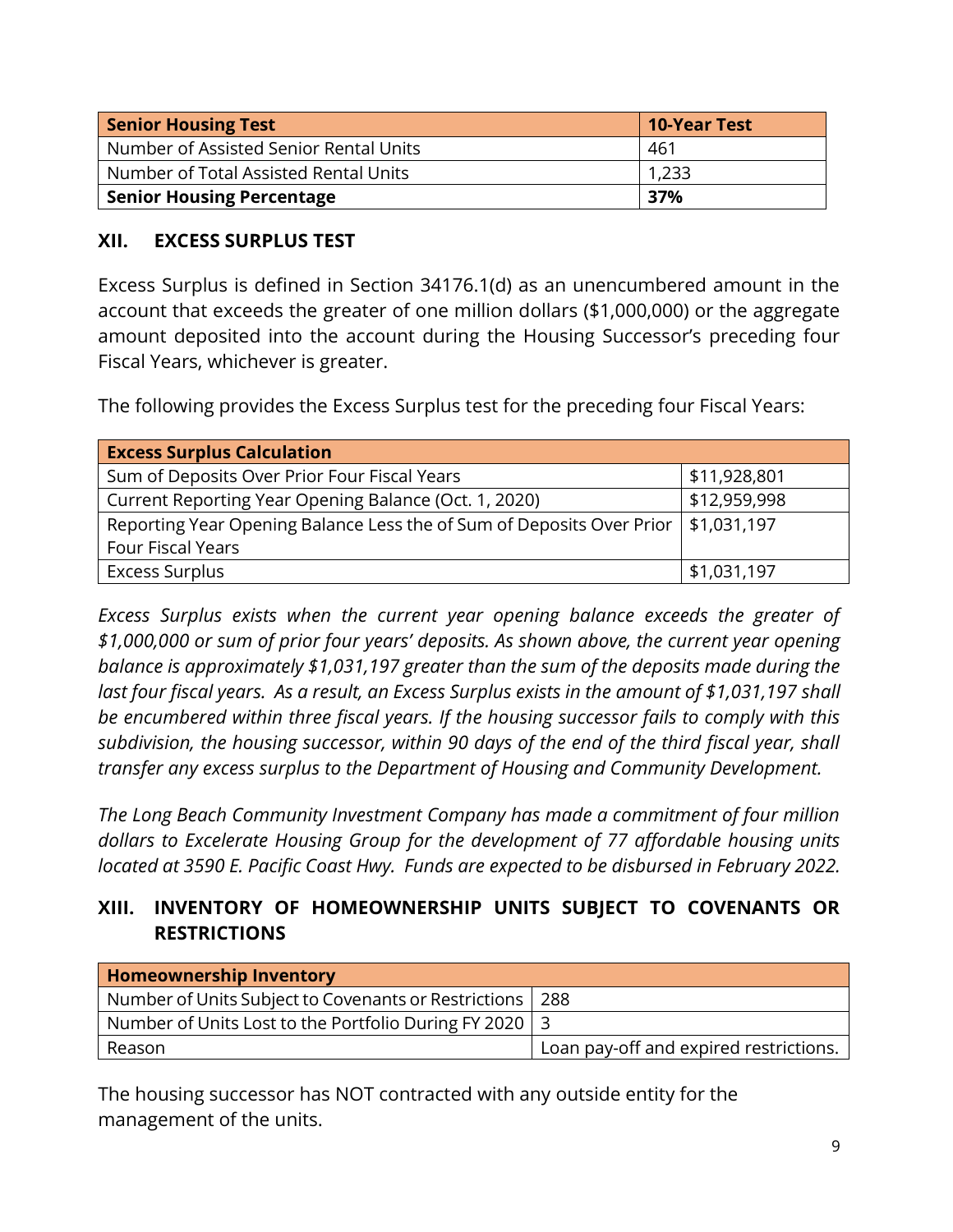| Senior Housing Test | 10-Year Test |
| --- | --- |
| Number of Assisted Senior Rental Units | 461 |
| Number of Total Assisted Rental Units | 1,233 |
| **Senior Housing Percentage** | **37%** |

## XII. EXCESS SURPLUS TEST

Excess Surplus is defined in Section 34176.1(d) as an unencumbered amount in the account that exceeds the greater of one million dollars ($1,000,000) or the aggregate amount deposited into the account during the Housing Successor's preceding four Fiscal Years, whichever is greater.

The following provides the Excess Surplus test for the preceding four Fiscal Years:

| Excess Surplus Calculation | |
| --- | --- |
| Sum of Deposits Over Prior Four Fiscal Years | $11,928,801 |
| Current Reporting Year Opening Balance (Oct. 1, 2020) | $12,959,998 |
| Reporting Year Opening Balance Less the of Sum of Deposits Over Prior Four Fiscal Years | $1,031,197 |
| Excess Surplus | $1,031,197 |

*Excess Surplus exists when the current year opening balance exceeds the greater of $1,000,000 or sum of prior four years' deposits. As shown above, the current year opening balance is approximately $1,031,197 greater than the sum of the deposits made during the last four fiscal years. As a result, an Excess Surplus exists in the amount of $1,031,197 shall be encumbered within three fiscal years. If the housing successor fails to comply with this subdivision, the housing successor, within 90 days of the end of the third fiscal year, shall transfer any excess surplus to the Department of Housing and Community Development.*

*The Long Beach Community Investment Company has made a commitment of four million dollars to Excelerate Housing Group for the development of 77 affordable housing units located at 3590 E. Pacific Coast Hwy. Funds are expected to be disbursed in February 2022.*

## XIII. INVENTORY OF HOMEOWNERSHIP UNITS SUBJECT TO COVENANTS OR RESTRICTIONS

| Homeownership Inventory | |
| --- | --- |
| Number of Units Subject to Covenants or Restrictions | 288 |
| Number of Units Lost to the Portfolio During FY 2020 | 3 |
| Reason | Loan pay-off and expired restrictions. |

The housing successor has NOT contracted with any outside entity for the management of the units.